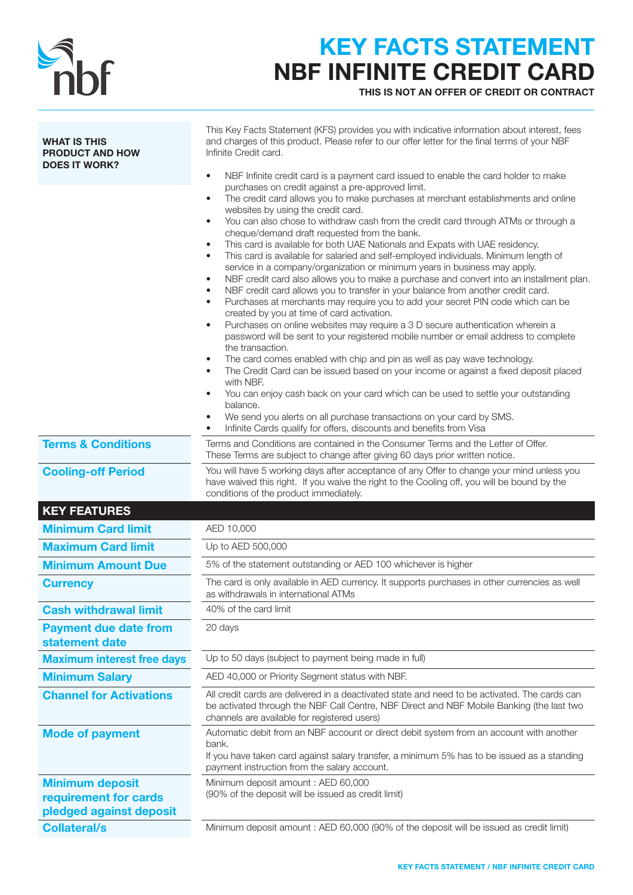# KEY FACTS STATEMENT
# NBF INFINITE CREDIT CARD

**THIS IS NOT AN OFFER OF CREDIT OR CONTRACT**

| | |
|---|---|
| **WHAT IS THIS PRODUCT AND HOW DOES IT WORK?** | This Key Facts Statement (KFS) provides you with indicative information about interest, fees and charges of this product. Please refer to our offer letter for the final terms of your NBF Infinite Credit card.<br>• NBF Infinite credit card is a payment card issued to enable the card holder to make purchases on credit against a pre-approved limit.<br>• The credit card allows you to make purchases at merchant establishments and online websites by using the credit card.<br>• You can also chose to withdraw cash from the credit card through ATMs or through a cheque/demand draft requested from the bank.<br>• This card is available for both UAE Nationals and Expats with UAE residency.<br>• This card is available for salaried and self-employed individuals. Minimum length of service in a company/organization or minimum years in business may apply.<br>• NBF credit card also allows you to make a purchase and convert into an installment plan.<br>• NBF credit card allows you to transfer in your balance from another credit card.<br>• Purchases at merchants may require you to add your secret PIN code which can be created by you at time of card activation.<br>• Purchases on online websites may require a 3 D secure authentication wherein a password will be sent to your registered mobile number or email address to complete the transaction.<br>• The card comes enabled with chip and pin as well as pay wave technology.<br>• The Credit Card can be issued based on your income or against a fixed deposit placed with NBF.<br>• You can enjoy cash back on your card which can be used to settle your outstanding balance.<br>• We send you alerts on all purchase transactions on your card by SMS.<br>• Infinite Cards qualify for offers, discounts and benefits from Visa |
| **Terms & Conditions** | Terms and Conditions are contained in the Consumer Terms and the Letter of Offer. These Terms are subject to change after giving 60 days prior written notice. |
| **Cooling-off Period** | You will have 5 working days after acceptance of any Offer to change your mind unless you have waived this right. If you waive the right to the Cooling off, you will be bound by the conditions of the product immediately. |

## KEY FEATURES

| | |
|---|---|
| **Minimum Card limit** | AED 10,000 |
| **Maximum Card limit** | Up to AED 500,000 |
| **Minimum Amount Due** | 5% of the statement outstanding or AED 100 whichever is higher |
| **Currency** | The card is only available in AED currency. It supports purchases in other currencies as well as withdrawals in international ATMs |
| **Cash withdrawal limit** | 40% of the card limit |
| **Payment due date from statement date** | 20 days |
| **Maximum interest free days** | Up to 50 days (subject to payment being made in full) |
| **Minimum Salary** | AED 40,000 or Priority Segment status with NBF. |
| **Channel for Activations** | All credit cards are delivered in a deactivated state and need to be activated. The cards can be activated through the NBF Call Centre, NBF Direct and NBF Mobile Banking (the last two channels are available for registered users) |
| **Mode of payment** | Automatic debit from an NBF account or direct debit system from an account with another bank.<br>If you have taken card against salary transfer, a minimum 5% has to be issued as a standing payment instruction from the salary account. |
| **Minimum deposit requirement for cards pledged against deposit** | Minimum deposit amount : AED 60,000<br>(90% of the deposit will be issued as credit limit) |
| **Collateral/s** | Minimum deposit amount : AED 60,000 (90% of the deposit will be issued as credit limit) |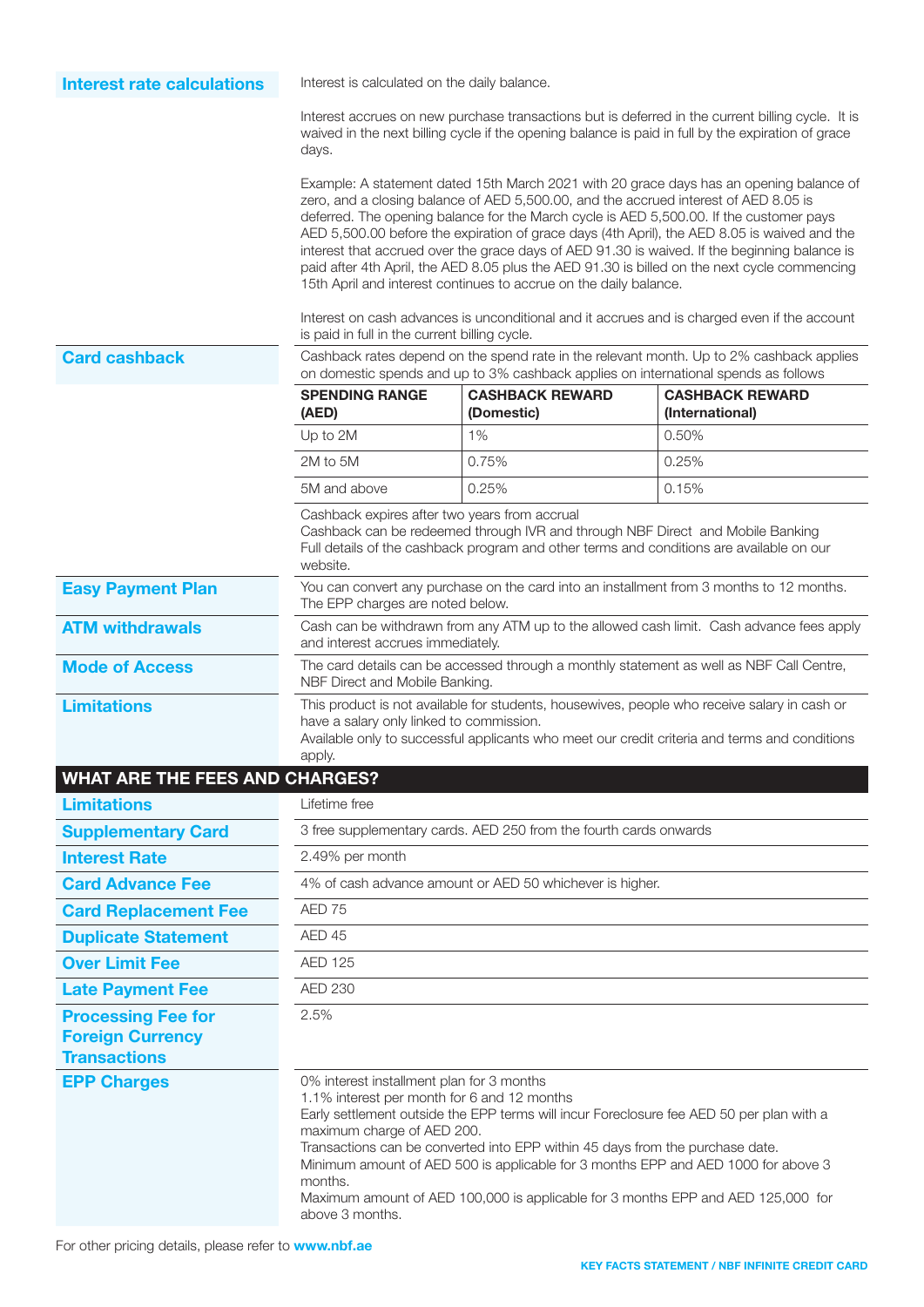**Interest rate calculations**

Interest is calculated on the daily balance.

Interest accrues on new purchase transactions but is deferred in the current billing cycle. It is waived in the next billing cycle if the opening balance is paid in full by the expiration of grace days.

Example: A statement dated 15th March 2021 with 20 grace days has an opening balance of zero, and a closing balance of AED 5,500.00, and the accrued interest of AED 8.05 is deferred. The opening balance for the March cycle is AED 5,500.00. If the customer pays AED 5,500.00 before the expiration of grace days (4th April), the AED 8.05 is waived and the interest that accrued over the grace days of AED 91.30 is waived. If the beginning balance is paid after 4th April, the AED 8.05 plus the AED 91.30 is billed on the next cycle commencing 15th April and interest continues to accrue on the daily balance.

Interest on cash advances is unconditional and it accrues and is charged even if the account is paid in full in the current billing cycle.

**Card cashback**

Cashback rates depend on the spend rate in the relevant month. Up to 2% cashback applies on domestic spends and up to 3% cashback applies on international spends as follows

| SPENDING RANGE (AED) | CASHBACK REWARD (Domestic) | CASHBACK REWARD (International) |
|---|---|---|
| Up to 2M | 1% | 0.50% |
| 2M to 5M | 0.75% | 0.25% |
| 5M and above | 0.25% | 0.15% |

Cashback expires after two years from accrual
Cashback can be redeemed through IVR and through NBF Direct and Mobile Banking
Full details of the cashback program and other terms and conditions are available on our website.

**Easy Payment Plan**

You can convert any purchase on the card into an installment from 3 months to 12 months. The EPP charges are noted below.

**ATM withdrawals**

Cash can be withdrawn from any ATM up to the allowed cash limit. Cash advance fees apply and interest accrues immediately.

**Mode of Access**

The card details can be accessed through a monthly statement as well as NBF Call Centre, NBF Direct and Mobile Banking.

**Limitations**

This product is not available for students, housewives, people who receive salary in cash or have a salary only linked to commission.
Available only to successful applicants who meet our credit criteria and terms and conditions apply.

## WHAT ARE THE FEES AND CHARGES?

| | |
|---|---|
| **Limitations** | Lifetime free |
| **Supplementary Card** | 3 free supplementary cards. AED 250 from the fourth cards onwards |
| **Interest Rate** | 2.49% per month |
| **Card Advance Fee** | 4% of cash advance amount or AED 50 whichever is higher. |
| **Card Replacement Fee** | AED 75 |
| **Duplicate Statement** | AED 45 |
| **Over Limit Fee** | AED 125 |
| **Late Payment Fee** | AED 230 |
| **Processing Fee for Foreign Currency Transactions** | 2.5% |
| **EPP Charges** | 0% interest installment plan for 3 months<br>1.1% interest per month for 6 and 12 months<br>Early settlement outside the EPP terms will incur Foreclosure fee AED 50 per plan with a maximum charge of AED 200.<br>Transactions can be converted into EPP within 45 days from the purchase date.<br>Minimum amount of AED 500 is applicable for 3 months EPP and AED 1000 for above 3 months.<br>Maximum amount of AED 100,000 is applicable for 3 months EPP and AED 125,000 for above 3 months. |

For other pricing details, please refer to **www.nbf.ae**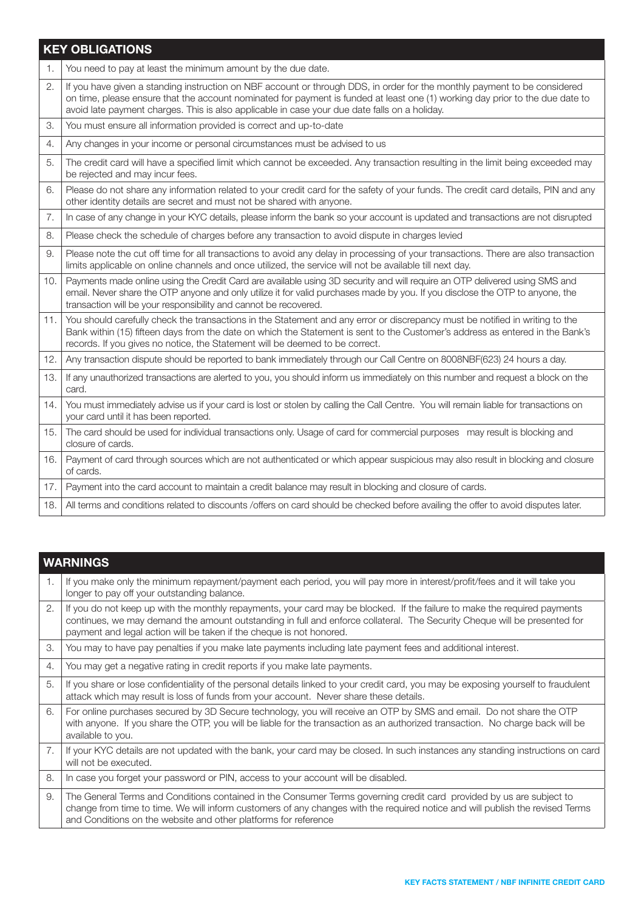| KEY OBLIGATIONS | |
|---|---|
| 1. | You need to pay at least the minimum amount by the due date. |
| 2. | If you have given a standing instruction on NBF account or through DDS, in order for the monthly payment to be considered on time, please ensure that the account nominated for payment is funded at least one (1) working day prior to the due date to avoid late payment charges. This is also applicable in case your due date falls on a holiday. |
| 3. | You must ensure all information provided is correct and up-to-date |
| 4. | Any changes in your income or personal circumstances must be advised to us |
| 5. | The credit card will have a specified limit which cannot be exceeded. Any transaction resulting in the limit being exceeded may be rejected and may incur fees. |
| 6. | Please do not share any information related to your credit card for the safety of your funds. The credit card details, PIN and any other identity details are secret and must not be shared with anyone. |
| 7. | In case of any change in your KYC details, please inform the bank so your account is updated and transactions are not disrupted |
| 8. | Please check the schedule of charges before any transaction to avoid dispute in charges levied |
| 9. | Please note the cut off time for all transactions to avoid any delay in processing of your transactions. There are also transaction limits applicable on online channels and once utilized, the service will not be available till next day. |
| 10. | Payments made online using the Credit Card are available using 3D security and will require an OTP delivered using SMS and email. Never share the OTP anyone and only utilize it for valid purchases made by you. If you disclose the OTP to anyone, the transaction will be your responsibility and cannot be recovered. |
| 11. | You should carefully check the transactions in the Statement and any error or discrepancy must be notified in writing to the Bank within (15) fifteen days from the date on which the Statement is sent to the Customer's address as entered in the Bank's records. If you gives no notice, the Statement will be deemed to be correct. |
| 12. | Any transaction dispute should be reported to bank immediately through our Call Centre on 8008NBF(623) 24 hours a day. |
| 13. | If any unauthorized transactions are alerted to you, you should inform us immediately on this number and request a block on the card. |
| 14. | You must immediately advise us if your card is lost or stolen by calling the Call Centre. You will remain liable for transactions on your card until it has been reported. |
| 15. | The card should be used for individual transactions only. Usage of card for commercial purposes may result is blocking and closure of cards. |
| 16. | Payment of card through sources which are not authenticated or which appear suspicious may also result in blocking and closure of cards. |
| 17. | Payment into the card account to maintain a credit balance may result in blocking and closure of cards. |
| 18. | All terms and conditions related to discounts /offers on card should be checked before availing the offer to avoid disputes later. |

| WARNINGS | |
|---|---|
| 1. | If you make only the minimum repayment/payment each period, you will pay more in interest/profit/fees and it will take you longer to pay off your outstanding balance. |
| 2. | If you do not keep up with the monthly repayments, your card may be blocked. If the failure to make the required payments continues, we may demand the amount outstanding in full and enforce collateral. The Security Cheque will be presented for payment and legal action will be taken if the cheque is not honored. |
| 3. | You may to have pay penalties if you make late payments including late payment fees and additional interest. |
| 4. | You may get a negative rating in credit reports if you make late payments. |
| 5. | If you share or lose confidentiality of the personal details linked to your credit card, you may be exposing yourself to fraudulent attack which may result is loss of funds from your account. Never share these details. |
| 6. | For online purchases secured by 3D Secure technology, you will receive an OTP by SMS and email. Do not share the OTP with anyone. If you share the OTP, you will be liable for the transaction as an authorized transaction. No charge back will be available to you. |
| 7. | If your KYC details are not updated with the bank, your card may be closed. In such instances any standing instructions on card will not be executed. |
| 8. | In case you forget your password or PIN, access to your account will be disabled. |
| 9. | The General Terms and Conditions contained in the Consumer Terms governing credit card provided by us are subject to change from time to time. We will inform customers of any changes with the required notice and will publish the revised Terms and Conditions on the website and other platforms for reference |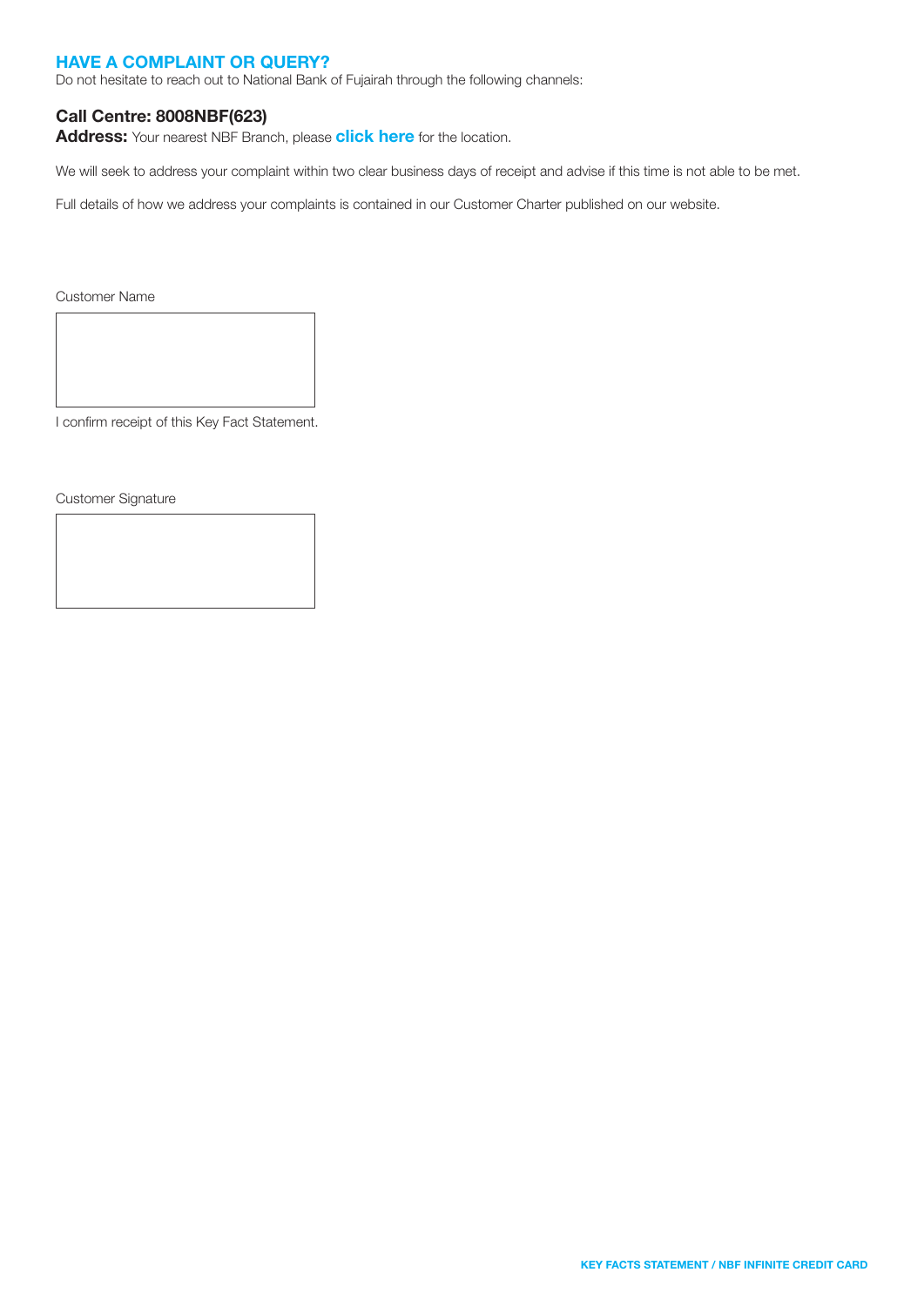## HAVE A COMPLAINT OR QUERY?

Do not hesitate to reach out to National Bank of Fujairah through the following channels:

**Call Centre: 8008NBF(623)**

**Address:** Your nearest NBF Branch, please **click here** for the location.

We will seek to address your complaint within two clear business days of receipt and advise if this time is not able to be met.

Full details of how we address your complaints is contained in our Customer Charter published on our website.

Customer Name

I confirm receipt of this Key Fact Statement.

Customer Signature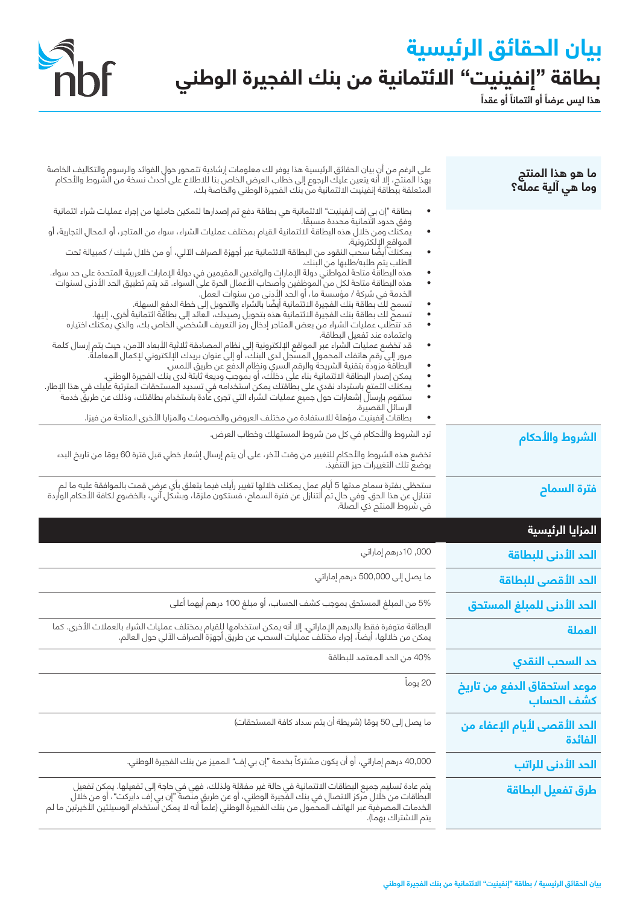# بيان الحقائق الرئيسية

## بطاقة "إنفينيت" الائتمانية من بنك الفجيرة الوطني

**هذا ليس عرضاً أو ائتماناً أو عقداً**

### ما هو هذا المنتج وما هي آلية عمله؟

على الرغم من أن بيان الحقائق الرئيسية هذا يوفر لك معلومات إرشادية تتمحور حول الفوائد والرسوم والتكاليف الخاصة بهذا المنتج، إلا أنه يتعين عليك الرجوع إلى خطاب العرض الخاص بنا للاطلاع على أحدث نسخة من الشروط والأحكام المتعلقة ببطاقة إنفينيت الائتمانية من بنك الفجيرة الوطني والخاصة بك.

- بطاقة "إن بي إف إنفينيت" الائتمانية هي بطاقة دفع تم إصدارها لتمكين حاملها من إجراء عمليات شراء ائتمانية وفق حدود ائتمانية محددة مسبقًا.
- يمكنك ومن خلال هذه البطاقة الائتمانية القيام بمختلف عمليات الشراء، سواء من المتاجر، أو المحال التجارية، أو المواقع الإلكترونية.
- يمكنك أيضًا سحب النقود من البطاقة الائتمانية عبر أجهزة الصراف الآلي، أو من خلال شيك / كمبيالة تحت الطلب يتم طلبه/طلبها من البنك.
- هذه البطاقة متاحة لمواطني دولة الإمارات والوافدين المقيمين في دولة الإمارات العربية المتحدة على حد سواء.
- هذه البطاقة متاحة لكل من الموظفين وأصحاب الأعمال الحرة على السواء. قد يتم تطبيق الحد الأدنى لسنوات الخدمة في شركة / مؤسسة ما، أو الحد الأدنى من سنوات العمل.
- تسمح لك بطاقة بنك الفجيرة الائتمانية أيضًا بالشراء والتحويل إلى خطة الدفع السهلة.
- تسمح لك بطاقة بنك الفجيرة الائتمانية هذه بتحويل رصيدك، العائد إلى بطاقة ائتمانية أخرى، إليها.
- قد تتطلب عمليات الشراء من بعض المتاجر إدخال رمز التعريف الشخصي الخاص بك، والذي يمكنك اختياره واعتماده عند تفعيل البطاقة.
- قد تخضع عمليات الشراء عبر المواقع الإلكترونية إلى نظام المصادقة ثلاثية الأبعاد الآمن، حيث يتم إرسال كلمة مرور إلى رقم هاتفك المحمول المسجل لدى البنك، أو إلى عنوان بريدك الإلكتروني لإكمال المعاملة.
- البطاقة مزودة بتقنية الشريحة والرقم السري ونظام الدفع عن طريق اللمس.
- يمكن إصدار البطاقة الائتمانية بناء على دخلك، أو بموجب وديعة ثابتة لدى بنك الفجيرة الوطني.
- يمكنك التمتع باسترداد نقدي على بطاقتك يمكن استخدامه في تسديد المستحقات المترتبة عليك في هذا الإطار.
- ستقوم بإرسال إشعارات حول جميع عمليات الشراء التي تجرى عادة باستخدام بطاقتك، وذلك عن طريق خدمة الرسائل القصيرة.
- بطاقات إنفينيت مؤهلة للاستفادة من مختلف العروض والخصومات والمزايا الأخرى المتاحة من فيزا.

### الشروط والأحكام

ترد الشروط والأحكام في كل من شروط المستهلك وخطاب العرض.

تخضع هذه الشروط والأحكام للتغيير من وقت لآخر، على أن يتم إرسال إشعار خطي قبل فترة 60 يومًا من تاريخ البدء بوضع تلك التغييرات حيز التنفيذ.

### فترة السماح

ستحظى بفترة سماح مدتها 5 أيام عمل يمكنك خلالها تغيير رأيك فيما يتعلق بأي عرض قمت بالموافقة عليه ما لم تتنازل عن هذا الحق. وفي حال تم التنازل عن فترة السماح، فستكون ملزمًا، وبشكل آني، بالخضوع لكافة الأحكام الواردة في شروط المنتج ذي الصلة.

## المزايا الرئيسية

| | |
|---|---|
| **الحد الأدنى للبطاقة** | 10,000 درهم إماراتي |
| **الحد الأقصى للبطاقة** | ما يصل إلى 500,000 درهم إماراتي |
| **الحد الأدنى للمبلغ المستحق** | 5% من المبلغ المستحق بموجب كشف الحساب، أو مبلغ 100 درهم أيهما أعلى |
| **العملة** | البطاقة متوفرة فقط بالدرهم الإماراتي. إلا أنه يمكن استخدامها للقيام بمختلف عمليات الشراء بالعملات الأخرى. كما يمكن من خلالها، أيضاً، إجراء مختلف عمليات السحب عن طريق أجهزة الصراف الآلي حول العالم. |
| **حد السحب النقدي** | 40% من الحد المعتمد للبطاقة |
| **موعد استحقاق الدفع من تاريخ كشف الحساب** | 20 يوماً |
| **الحد الأقصى لأيام الإعفاء من الفائدة** | ما يصل إلى 50 يومًا (شريطة أن يتم سداد كافة المستحقات) |
| **الحد الأدنى للراتب** | 40,000 درهم إماراتي، أو أن يكون مشتركاً بخدمة "إن بي إف" المميز من بنك الفجيرة الوطني. |
| **طرق تفعيل البطاقة** | يتم عادة تسليم جميع البطاقات الائتمانية في حالة غير مفعلة ولذلك، فهي في حاجة إلى تفعيلها. يمكن تفعيل البطاقات من خلال مركز الاتصال في بنك الفجيرة الوطني، أو عن طريق منصة "إن بي إف دايركت"، أو من خلال الخدمات المصرفية عبر الهاتف المحمول من بنك الفجيرة الوطني (علماً أنه لا يمكن استخدام الوسيلتين الأخيرتين ما لم يتم الاشتراك بهما). |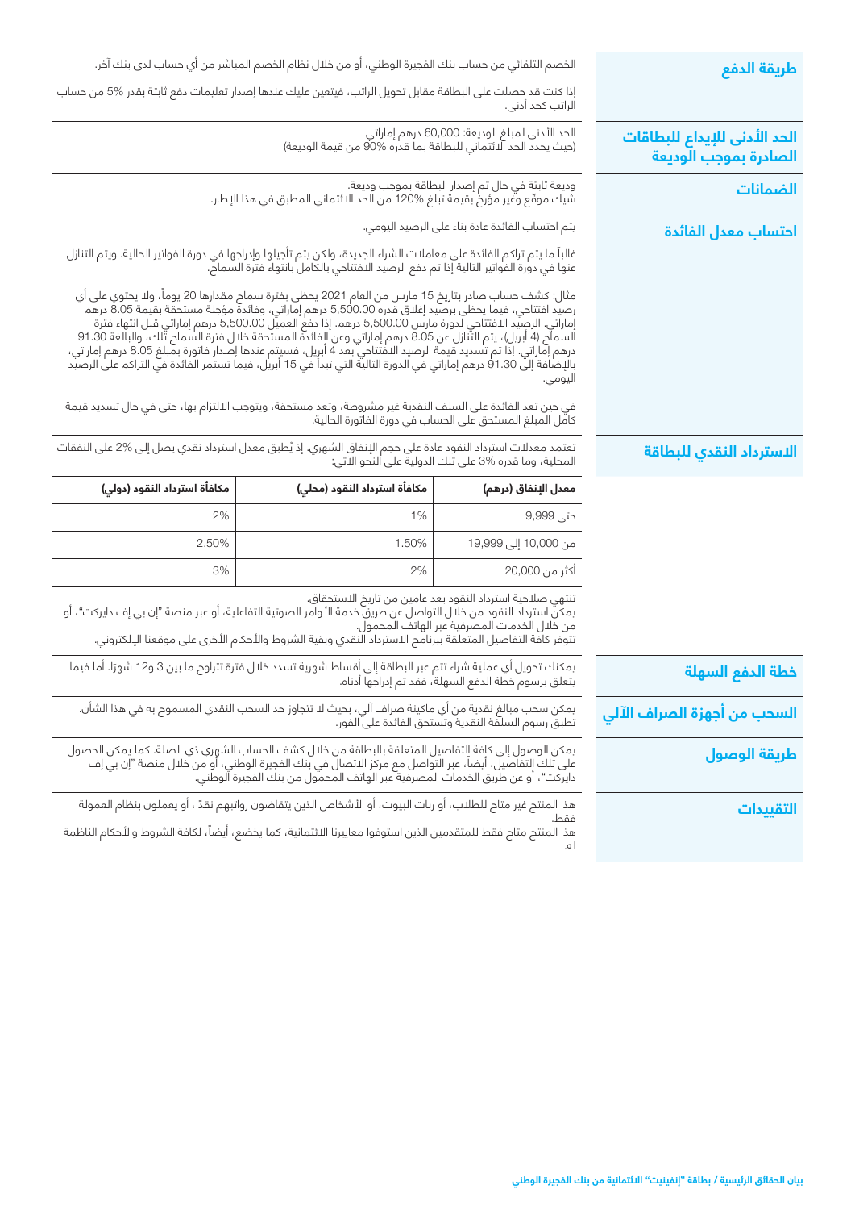## طريقة الدفع

الخصم التلقائي من حساب بنك الفجيرة الوطني، أو من خلال نظام الخصم المباشر من أي حساب لدى بنك آخر.

إذا كنت قد حصلت على البطاقة مقابل تحويل الراتب، فيتعين عليك عندها إصدار تعليمات دفع ثابتة بقدر 5% من حساب الراتب كحد أدنى.

## الحد الأدنى للإيداع للبطاقات الصادرة بموجب الوديعة

الحد الأدنى لمبلغ الوديعة: 60,000 درهم إماراتي
(حيث يحدد الحد الائتماني للبطاقة بما قدره 90% من قيمة الوديعة)

## الضمانات

وديعة ثابتة في حال تم إصدار البطاقة بموجب وديعة.
شيك موقّع وغير مؤرخ بقيمة تبلغ 120% من الحد الائتماني المطبق في هذا الإطار.

## احتساب معدل الفائدة

يتم احتساب الفائدة عادة بناء على الرصيد اليومي.

غالباً ما يتم تراكم الفائدة على معاملات الشراء الجديدة، ولكن يتم تأجيلها وإدراجها في دورة الفواتير الحالية. ويتم التنازل عنها في دورة الفواتير التالية إذا تم دفع الرصيد الافتتاحي بالكامل بانتهاء فترة السماح.

مثال: كشف حساب صادر بتاريخ 15 مارس من العام 2021 يحظى بفترة سماح مقدارها 20 يوماً، ولا يحتوي على أي رصيد افتتاحي، فيما يحظى برصيد إغلاق قدره 5,500.00 درهم إماراتي، وفائدة مؤجلة مستحقة بقيمة 8.05 درهم إماراتي. الرصيد الافتتاحي لدورة مارس 5,500.00 درهم. إذا دفع العميل 5,500.00 درهم إماراتي قبل انتهاء فترة السماح (4 أبريل)، يتم التنازل عن 8.05 درهم إماراتي وعن الفائدة المستحقة خلال فترة السماح تلك، والبالغة 91.30 درهم إماراتي. إذا تم تسديد قيمة الرصيد الافتتاحي بعد 4 أبريل، فسيتم عندها إصدار فاتورة بمبلغ 8.05 درهم إماراتي، بالإضافة إلى 91.30 درهم إماراتي في الدورة التالية التي تبدأ في 15 أبريل، فيما تستمر الفائدة في التراكم على الرصيد اليومي.

في حين تعد الفائدة على السلف النقدية غير مشروطة، وتعد مستحقة، ويتوجب الالتزام بها، حتى في حال تسديد قيمة كامل المبلغ المستحق على الحساب في دورة الفاتورة الحالية.

## الاسترداد النقدي للبطاقة

تعتمد معدلات استرداد النقود عادة على حجم الإنفاق الشهري. إذ يُطبق معدل استرداد نقدي يصل إلى 2% على النفقات المحلية، وما قدره 3% على تلك الدولية على النحو الآتي:

| معدل الإنفاق (درهم) | مكافأة استرداد النقود (محلي) | مكافأة استرداد النقود (دولي) |
|---|---|---|
| حتى 9,999 | 1% | 2% |
| من 10,000 إلى 19,999 | 1.50% | 2.50% |
| أكثر من 20,000 | 2% | 3% |

تنتهي صلاحية استرداد النقود بعد عامين من تاريخ الاستحقاق.
يمكن استرداد النقود من خلال التواصل عن طريق خدمة الأوامر الصوتية التفاعلية، أو عبر منصة "إن بي إف دايركت"، أو من خلال الخدمات المصرفية عبر الهاتف المحمول.
تتوفر كافة التفاصيل المتعلقة ببرنامج الاسترداد النقدي وبقية الشروط والأحكام الأخرى على موقعنا الإلكتروني.

## خطة الدفع السهلة

يمكنك تحويل أي عملية شراء تتم عبر البطاقة إلى أقساط شهرية تسدد خلال فترة تتراوح ما بين 3 و12 شهرًا. أما فيما يتعلق برسوم خطة الدفع السهلة، فقد تم إدراجها أدناه.

## السحب من أجهزة الصراف الآلي

يمكن سحب مبالغ نقدية من أي ماكينة صراف آلي، بحيث لا تتجاوز حد السحب النقدي المسموح به في هذا الشأن.
تطبق رسوم السلفة النقدية وتستحق الفائدة على الفور.

## طريقة الوصول

يمكن الوصول إلى كافة التفاصيل المتعلقة بالبطاقة من خلال كشف الحساب الشهري ذي الصلة. كما يمكن الحصول على تلك التفاصيل، أيضاً، عبر التواصل مع مركز الاتصال في بنك الفجيرة الوطني، أو من خلال منصة "إن بي إف دايركت"، أو عن طريق الخدمات المصرفية عبر الهاتف المحمول من بنك الفجيرة الوطني.

## التقييدات

هذا المنتج غير متاح للطلاب، أو ربات البيوت، أو الأشخاص الذين يتقاضون رواتبهم نقدًا، أو يعملون بنظام العمولة فقط.
هذا المنتج متاح فقط للمتقدمين الذين استوفوا معاييرنا الائتمانية، كما يخضع، أيضاً، لكافة الشروط والأحكام الناظمة له.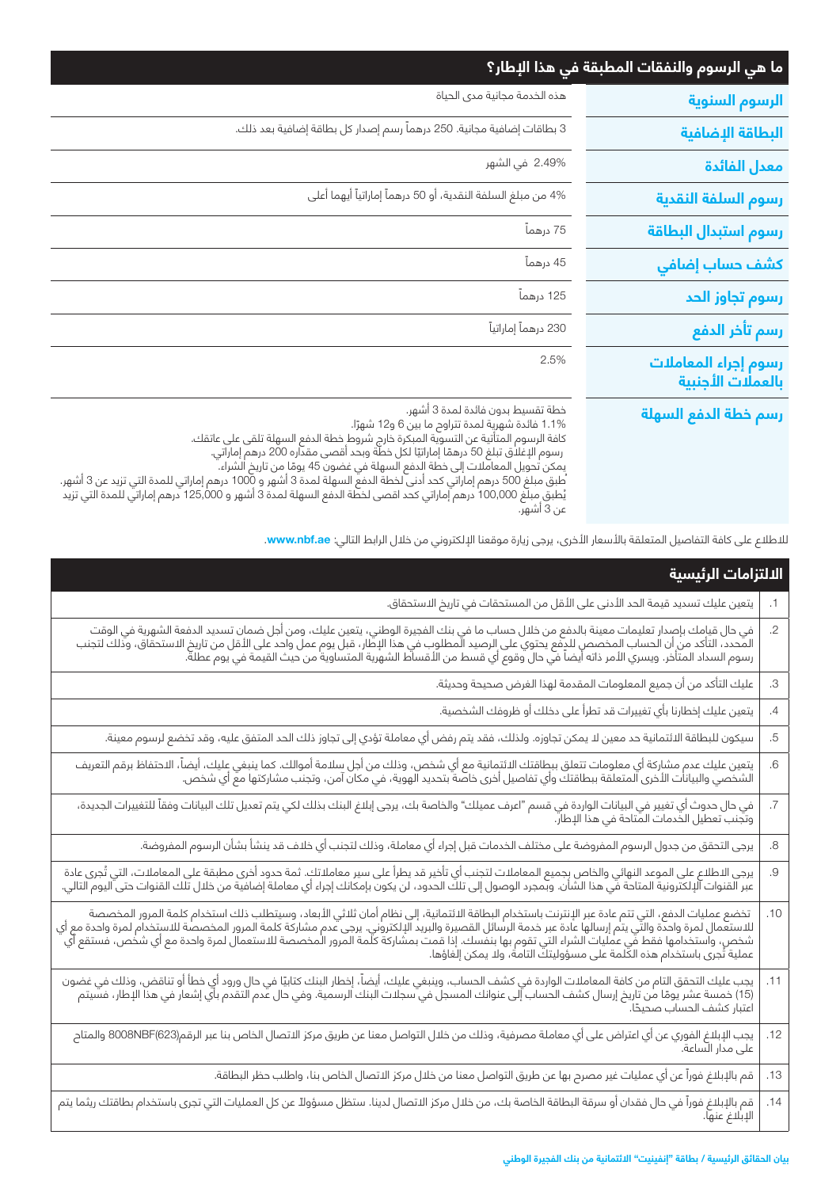## ما هي الرسوم والنفقات المطبقة في هذا الإطار؟

| | |
|---|---|
| **الرسوم السنوية** | هذه الخدمة مجانية مدى الحياة |
| **البطاقة الإضافية** | 3 بطاقات إضافية مجانية. 250 درهماً رسم إصدار كل بطاقة إضافية بعد ذلك. |
| **معدل الفائدة** | 2.49% في الشهر |
| **رسوم السلفة النقدية** | 4% من مبلغ السلفة النقدية، أو 50 درهماً إماراتياً أيهما أعلى |
| **رسوم استبدال البطاقة** | 75 درهماً |
| **كشف حساب إضافي** | 45 درهماً |
| **رسوم تجاوز الحد** | 125 درهماً |
| **رسم تأخر الدفع** | 230 درهماً إماراتياً |
| **رسوم إجراء المعاملات بالعملات الأجنبية** | 2.5% |
| **رسم خطة الدفع السهلة** | خطة تقسيط بدون فائدة لمدة 3 أشهر.<br>1.1% فائدة شهرية لمدة تتراوح ما بين 6 و12 شهراً.<br>كافة الرسوم المتأتية عن التسوية المبكرة خارج شروط خطة الدفع السهلة تلقى على عاتقك.<br>رسوم الإغلاق تبلغ 50 درهمًا إماراتيًا لكل خطة وبحد أقصى مقداره 200 درهم إماراتي.<br>يمكن تحويل المعاملات إلى خطة الدفع السهلة في غضون 45 يومًا من تاريخ الشراء.<br>يُطبق مبلغ 500 درهم إماراتي كحد أدنى لخطة الدفع السهلة لمدة 3 أشهر و 1000 درهم إماراتي للمدة التي تزيد عن 3 أشهر.<br>يُطبق مبلغ 100,000 درهم إماراتي كحد اقصى لخطة الدفع السهلة لمدة 3 أشهر و 125,000 درهم إماراتي للمدة التي تزيد عن 3 أشهر. |

للاطلاع على كافة التفاصيل المتعلقة بالأسعار الأخرى، يرجى زيارة موقعنا الإلكتروني من خلال الرابط التالي: **www.nbf.ae**.

## الالتزامات الرئيسية

1. يتعين عليك تسديد قيمة الحد الأدنى على الأقل من المستحقات في تاريخ الاستحقاق.
2. في حال قيامك بإصدار تعليمات معينة بالدفع من خلال حساب ما في بنك الفجيرة الوطني، يتعين عليك، ومن أجل ضمان تسديد الدفعة الشهرية في الوقت المحدد، التأكد من أن الحساب المخصص للدفع يحتوي على الرصيد المطلوب في هذا الإطار، قبل يوم عمل واحد على الأقل من تاريخ الاستحقاق، وذلك لتجنب رسوم السداد المتأخر. ويسري الأمر ذاته أيضاً في حال وقوع أي قسط من الأقساط الشهرية المتساوية من حيث القيمة في يوم عطلة.
3. عليك التأكد من أن جميع المعلومات المقدمة لهذا الغرض صحيحة وحديثة.
4. يتعين عليك إخطارنا بأي تغييرات قد تطرأ على دخلك أو ظروفك الشخصية.
5. سيكون للبطاقة الائتمانية حد معين لا يمكن تجاوزه. ولذلك، فقد يتم رفض أي معاملة تؤدي إلى تجاوز ذلك الحد المتفق عليه، وقد تخضع لرسوم معينة.
6. يتعين عليك عدم مشاركة أي معلومات تتعلق ببطاقتك الائتمانية مع أي شخص، وذلك من أجل سلامة أموالك. كما ينبغي عليك، أيضاً، الاحتفاظ برقم التعريف الشخصي والبيانات الأخرى المتعلقة ببطاقتك أو تفاصيل أخرى خاصة بتحديد الهوية، في مكان آمن، وتجنب مشاركتها مع أي شخص.
7. في حال حدوث أي تغيير في البيانات الواردة في قسم "اعرف عميلك" والخاصة بك، يرجى إبلاغ البنك بذلك لكي يتم تعديل تلك البيانات وفقاً للتغييرات الجديدة، وتجنب تعطيل الخدمات المتاحة في هذا الإطار.
8. يرجى التحقق من جدول الرسوم المفروضة على مختلف الخدمات قبل إجراء أي معاملة، وذلك لتجنب أي خلاف قد ينشأ بشأن الرسوم المفروضة.
9. يرجى الاطلاع على الموعد النهائي والخاص بجميع المعاملات لتجنب أي تأخير قد يطرأ على سير معاملاتك. ثمة حدود أخرى مطبقة على المعاملات، التي تُجرى عادة عبر القنوات الإلكترونية المتاحة في هذا الشأن. وبمجرد الوصول إلى تلك الحدود، لن يكون بإمكانك إجراء أي معاملة إضافية من خلال تلك القنوات حتى اليوم التالي.
10. تخضع عمليات الدفع، التي تتم عادة عبر الإنترنت باستخدام البطاقة الائتمانية، إلى نظام أمان ثلاثي الأبعاد، وسيتطلب ذلك استخدام كلمة المرور المخصصة للاستعمال لمرة واحدة والتي يتم إرسالها عادة عبر خدمة الرسائل القصيرة والبريد الإلكتروني. يرجى عدم مشاركة كلمة المرور المخصصة للاستخدام لمرة واحدة مع أي شخص، واستخدامها فقط في عمليات الشراء التي تقوم بها بنفسك. إذا قمت بمشاركة كلمة المرور المخصصة للاستعمال لمرة واحدة مع أي شخص، فستقع أي عملية تُجرى باستخدام هذه الكلمة على مسؤوليتك التامة، ولا يمكن إلغاؤها.
11. يجب عليك التحقق التام من كافة المعاملات الواردة في كشف الحساب، وينبغي عليك، أيضاً، إخطار البنك كتابيًا في حال ورود أي خطأ أو تناقض، وذلك في غضون (15) خمسة عشر يومًا من تاريخ إرسال كشف الحساب إلى عنوانك المسجل في سجلات البنك الرسمية. وفي حال عدم التقدم بأي إشعار في هذا الإطار، فسيتم اعتبار كشف الحساب صحيحًا.
12. يجب الإبلاغ الفوري عن أي اعتراض على أي معاملة مصرفية، وذلك من خلال التواصل معنا عن طريق مركز الاتصال الخاص بنا عبر الرقم(623)8008NBF والمتاح على مدار الساعة.
13. قم بالإبلاغ فوراً عن أي عمليات غير مصرح بها عن طريق التواصل معنا من خلال مركز الاتصال الخاص بنا، واطلب حظر البطاقة.
14. قم بالإبلاغ فوراً في حال فقدان أو سرقة البطاقة الخاصة بك، من خلال مركز الاتصال لدينا. ستظل مسؤولاً عن كل العمليات التي تجرى باستخدام بطاقتك ريثما يتم الإبلاغ عنها.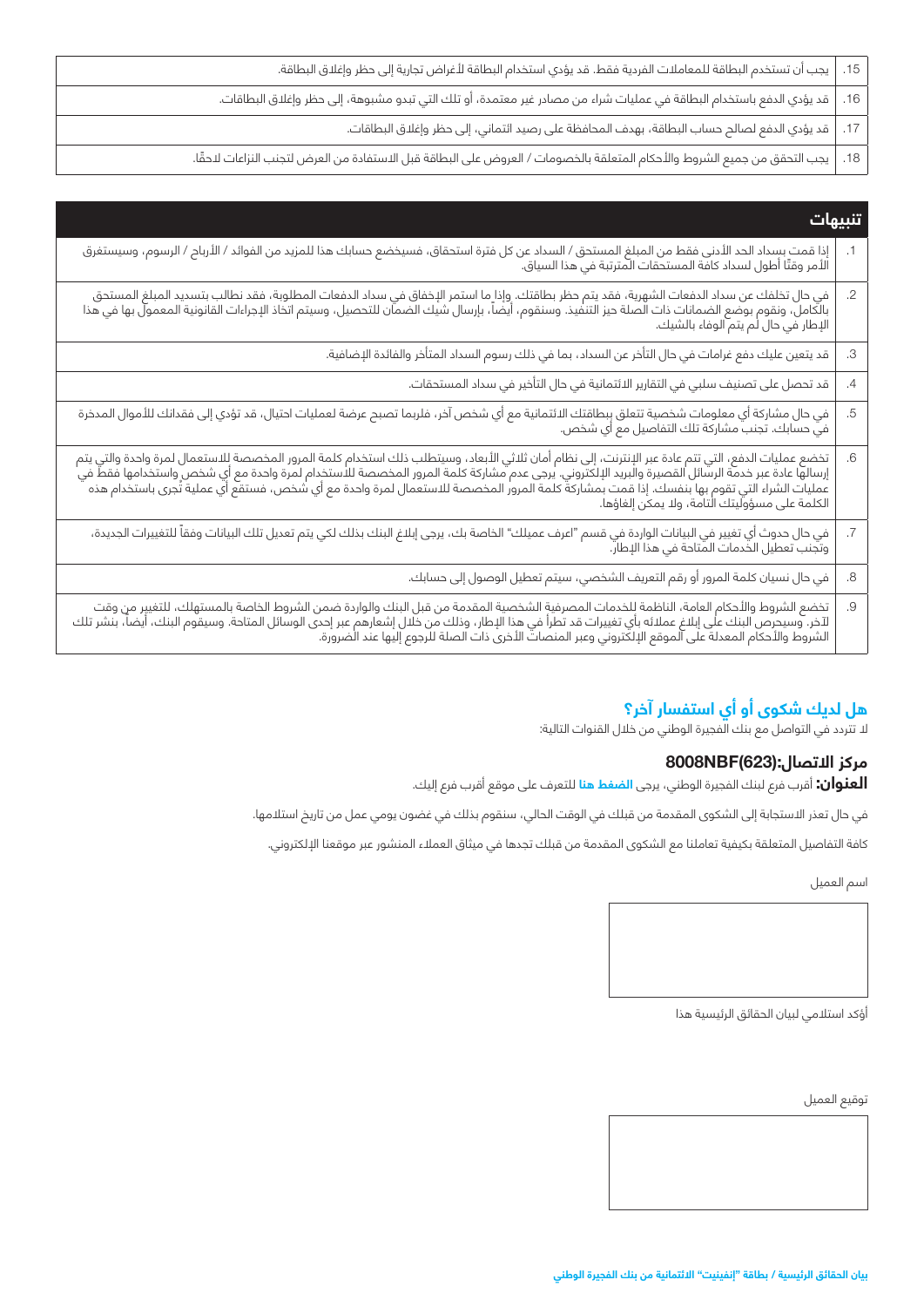| | |
|---|---|
| .15 | يجب أن تستخدم البطاقة للمعاملات الفردية فقط. قد يؤدي استخدام البطاقة لأغراض تجارية إلى حظر وإغلاق البطاقة. |
| .16 | قد يؤدي الدفع باستخدام البطاقة في عمليات شراء من مصادر غير معتمدة، أو تلك التي تبدو مشبوهة، إلى حظر وإغلاق البطاقات. |
| .17 | قد يؤدي الدفع لصالح حساب البطاقة، بهدف المحافظة على رصيد ائتماني، إلى حظر وإغلاق البطاقات. |
| .18 | يجب التحقق من جميع الشروط والأحكام المتعلقة بالخصومات / العروض على البطاقة قبل الاستفادة من العرض لتجنب النزاعات لاحقًا. |

| تنبيهات | |
|---|---|
| .1 | إذا قمت بسداد الحد الأدنى فقط من المبلغ المستحق / السداد عن كل فترة استحقاق، فسيخضع حسابك هذا للمزيد من الفوائد / الأرباح / الرسوم، وسيستغرق الأمر وقتًا أطول لسداد كافة المستحقات المترتبة في هذا السياق. |
| .2 | في حال تخلفك عن سداد الدفعات الشهرية، فقد يتم حظر بطاقتك. وإذا ما استمر الإخفاق في سداد الدفعات المطلوبة، فقد نطالب بتسديد المبلغ المستحق بالكامل، ونقوم بوضع الضمانات ذات الصلة حيز التنفيذ. وسنقوم، أيضاً، بإرسال شيك الضمان للتحصيل، وسيتم اتخاذ الإجراءات القانونية المعمول بها في هذا الإطار في حال لم يتم الوفاء بالشيك. |
| .3 | قد يتعين عليك دفع غرامات في حال التأخر عن السداد، بما في ذلك رسوم السداد المتأخر والفائدة الإضافية. |
| .4 | قد تحصل على تصنيف سلبي في التقارير الائتمانية في حال التأخير في سداد المستحقات. |
| .5 | في حال مشاركة أي معلومات شخصية تتعلق ببطاقتك الائتمانية مع أي شخص آخر، فلربما تصبح عرضة لعمليات احتيال، قد تؤدي إلى فقدانك للأموال المدخرة في حسابك. تجنب مشاركة تلك التفاصيل مع أي شخص. |
| .6 | تخضع عمليات الدفع، التي تتم عادة عبر الإنترنت، إلى نظام أمان ثلاثي الأبعاد، وسيتطلب ذلك استخدام كلمة المرور المخصصة للاستعمال لمرة واحدة والتي يتم إرسالها عادة عبر خدمة الرسائل القصيرة والبريد الإلكتروني. يرجى عدم مشاركة كلمة المرور المخصصة للاستخدام لمرة واحدة مع أي شخص واستخدامها فقط في عمليات الشراء التي تقوم بها بنفسك. إذا قمت بمشاركة كلمة المرور المخصصة للاستعمال لمرة واحدة مع أي شخص، فستقع أي عملية تُجرى باستخدام هذه الكلمة على مسؤوليتك التامة، ولا يمكن إلغاؤها. |
| .7 | في حال حدوث أي تغيير في البيانات الواردة في قسم "اعرف عميلك" الخاصة بك، يرجى إبلاغ البنك بذلك لكي يتم تعديل تلك البيانات وفقاً للتغييرات الجديدة، وتجنب تعطيل الخدمات المتاحة في هذا الإطار. |
| .8 | في حال نسيان كلمة المرور أو رقم التعريف الشخصي، سيتم تعطيل الوصول إلى حسابك. |
| .9 | تخضع الشروط والأحكام العامة، الناظمة للخدمات المصرفية الشخصية المقدمة من قبل البنك والواردة ضمن الشروط الخاصة بالمستهلك، للتغيير من وقت لآخر. وسيحرص البنك على إبلاغ عملائه بأي تغييرات قد تطرأ في هذا الإطار، وذلك من خلال إشعارهم عبر إحدى الوسائل المتاحة. وسيقوم البنك، أيضاً، بنشر تلك الشروط والأحكام المعدلة على الموقع الإلكتروني وعبر المنصات الأخرى ذات الصلة للرجوع إليها عند الضرورة. |

## هل لديك شكوى أو أي استفسار آخر؟

لا تتردد في التواصل مع بنك الفجيرة الوطني من خلال القنوات التالية:

### مركز الاتصال:8008NBF(623)

**العنوان:** أقرب فرع لبنك الفجيرة الوطني، يرجى **الضغط هنا** للتعرف على موقع أقرب فرع إليك.

في حال تعذر الاستجابة إلى الشكوى المقدمة من قبلك في الوقت الحالي، سنقوم بذلك في غضون يومي عمل من تاريخ استلامها.

كافة التفاصيل المتعلقة بكيفية تعاملنا مع الشكوى المقدمة من قبلك تجدها في ميثاق العملاء المنشور عبر موقعنا الإلكتروني.

اسم العميل

أؤكد استلامي لبيان الحقائق الرئيسية هذا

توقيع العميل